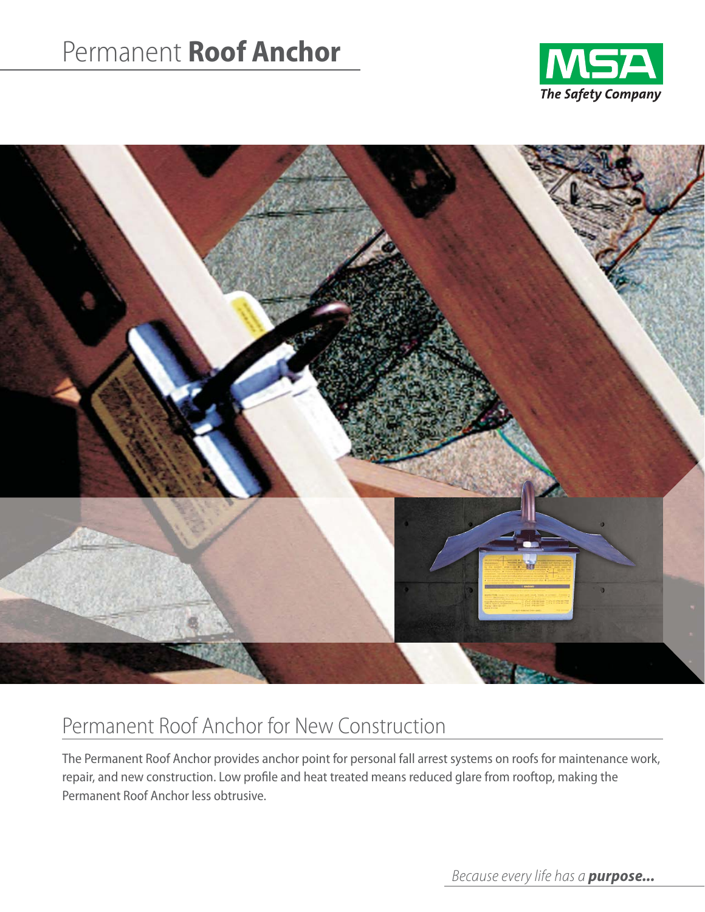# Permanent **Roof Anchor**

MSA
*The Safety Company*

## Permanent Roof Anchor for New Construction

The Permanent Roof Anchor provides anchor point for personal fall arrest systems on roofs for maintenance work, repair, and new construction. Low profile and heat treated means reduced glare from rooftop, making the Permanent Roof Anchor less obtrusive.

*Because every life has a* ***purpose...***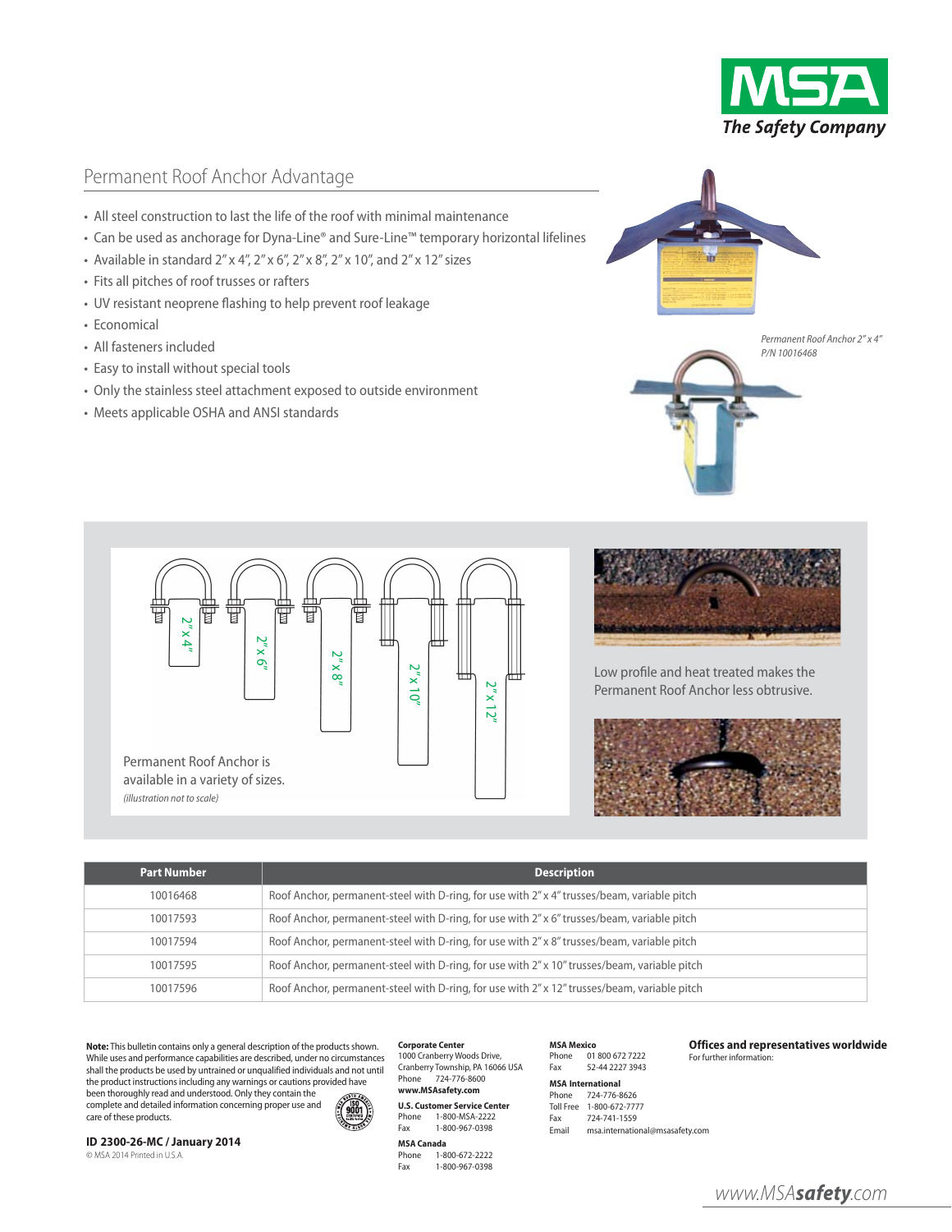## Permanent Roof Anchor Advantage

- All steel construction to last the life of the roof with minimal maintenance
- Can be used as anchorage for Dyna-Line® and Sure-Line™ temporary horizontal lifelines
- Available in standard 2" x 4", 2" x 6", 2" x 8", 2" x 10", and 2" x 12" sizes
- Fits all pitches of roof trusses or rafters
- UV resistant neoprene flashing to help prevent roof leakage
- Economical
- All fasteners included
- Easy to install without special tools
- Only the stainless steel attachment exposed to outside environment
- Meets applicable OSHA and ANSI standards

*Permanent Roof Anchor 2" x 4"*
*P/N 10016468*

2" x 4"
2" x 6"
2" x 8"
2" x 10"
2" x 12"

Permanent Roof Anchor is available in a variety of sizes.
*(illustration not to scale)*

Low profile and heat treated makes the Permanent Roof Anchor less obtrusive.

| Part Number | Description |
|---|---|
| 10016468 | Roof Anchor, permanent-steel with D-ring, for use with 2" x 4" trusses/beam, variable pitch |
| 10017593 | Roof Anchor, permanent-steel with D-ring, for use with 2" x 6" trusses/beam, variable pitch |
| 10017594 | Roof Anchor, permanent-steel with D-ring, for use with 2" x 8" trusses/beam, variable pitch |
| 10017595 | Roof Anchor, permanent-steel with D-ring, for use with 2" x 10" trusses/beam, variable pitch |
| 10017596 | Roof Anchor, permanent-steel with D-ring, for use with 2" x 12" trusses/beam, variable pitch |

**Note:** This bulletin contains only a general description of the products shown. While uses and performance capabilities are described, under no circumstances shall the products be used by untrained or unqualified individuals and not until the product instructions including any warnings or cautions provided have been thoroughly read and understood. Only they contain the complete and detailed information concerning proper use and care of these products.

**ID 2300-26-MC / January 2014**
© MSA 2014 Printed in U.S.A.

**Corporate Center**
1000 Cranberry Woods Drive,
Cranberry Township, PA 16066 USA
Phone 724-776-8600
**www.MSAsafety.com**

**U.S. Customer Service Center**
Phone 1-800-MSA-2222
Fax 1-800-967-0398

**MSA Canada**
Phone 1-800-672-2222
Fax 1-800-967-0398

**MSA Mexico**
Phone 01 800 672 7222
Fax 52-44 2227 3943

**MSA International**
Phone 724-776-8626
Toll Free 1-800-672-7777
Fax 724-741-1559
Email msa.international@msasafety.com

**Offices and representatives worldwide**
For further information:

www.MSA**safety**.com